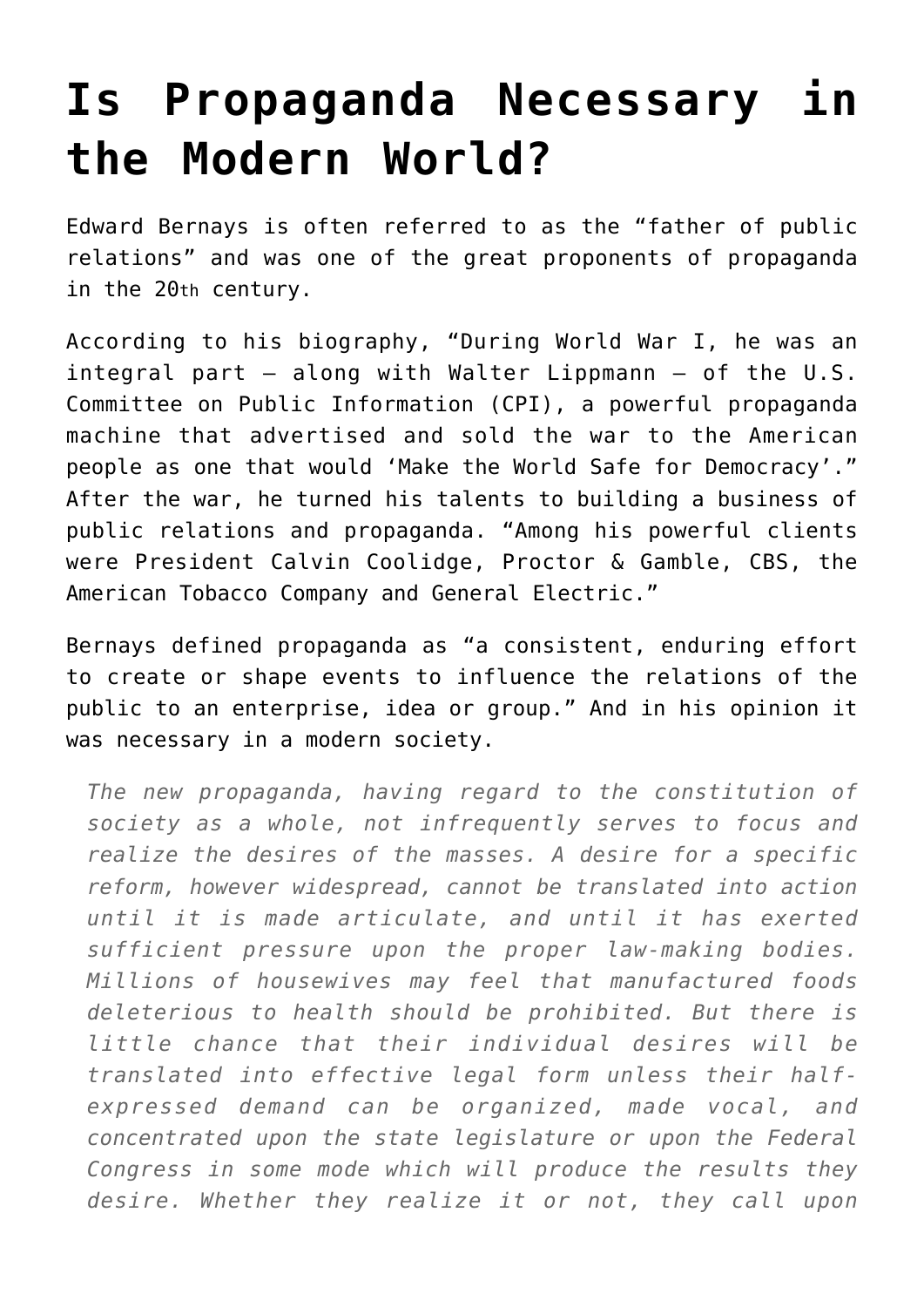# Is Propaganda Necessary in the Modern World?

Edward Bernays is often referred to as the "father of public relations" and was one of the great proponents of propaganda in the 20th century.

According to his biography, "During World War I, he was an integral part – along with Walter Lippmann – of the U.S. Committee on Public Information (CPI), a powerful propaganda machine that advertised and sold the war to the American people as one that would 'Make the World Safe for Democracy'." After the war, he turned his talents to building a business of public relations and propaganda. "Among his powerful clients were President Calvin Coolidge, Proctor & Gamble, CBS, the American Tobacco Company and General Electric."

Bernays defined propaganda as "a consistent, enduring effort to create or shape events to influence the relations of the public to an enterprise, idea or group." And in his opinion it was necessary in a modern society.

> *The new propaganda, having regard to the constitution of society as a whole, not infrequently serves to focus and realize the desires of the masses. A desire for a specific reform, however widespread, cannot be translated into action until it is made articulate, and until it has exerted sufficient pressure upon the proper law-making bodies. Millions of housewives may feel that manufactured foods deleterious to health should be prohibited. But there is little chance that their individual desires will be translated into effective legal form unless their half-expressed demand can be organized, made vocal, and concentrated upon the state legislature or upon the Federal Congress in some mode which will produce the results they desire. Whether they realize it or not, they call upon*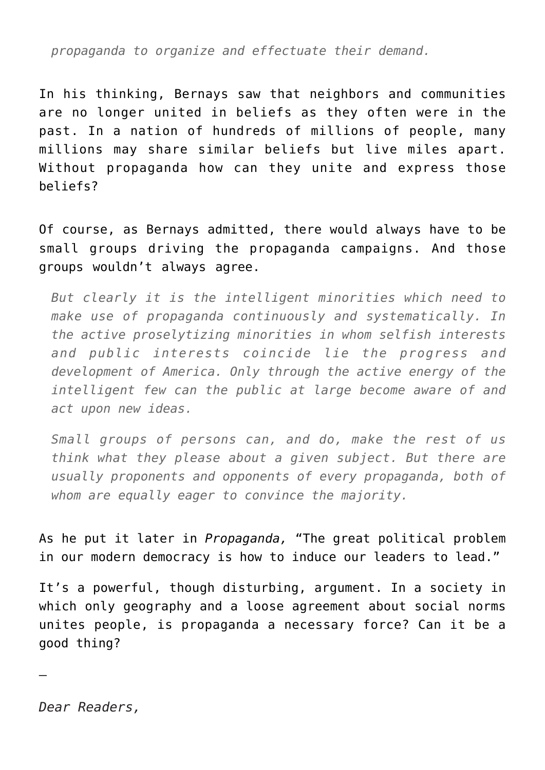> *propaganda to organize and effectuate their demand.*

In his thinking, Bernays saw that neighbors and communities are no longer united in beliefs as they often were in the past. In a nation of hundreds of millions of people, many millions may share similar beliefs but live miles apart. Without propaganda how can they unite and express those beliefs?

Of course, as Bernays admitted, there would always have to be small groups driving the propaganda campaigns. And those groups wouldn't always agree.

> *But clearly it is the intelligent minorities which need to make use of propaganda continuously and systematically. In the active proselytizing minorities in whom selfish interests and public interests coincide lie the progress and development of America. Only through the active energy of the intelligent few can the public at large become aware of and act upon new ideas.*
>
> *Small groups of persons can, and do, make the rest of us think what they please about a given subject. But there are usually proponents and opponents of every propaganda, both of whom are equally eager to convince the majority.*

As he put it later in *Propaganda,* "The great political problem in our modern democracy is how to induce our leaders to lead."

It's a powerful, though disturbing, argument. In a society in which only geography and a loose agreement about social norms unites people, is propaganda a necessary force? Can it be a good thing?

—

*Dear Readers,*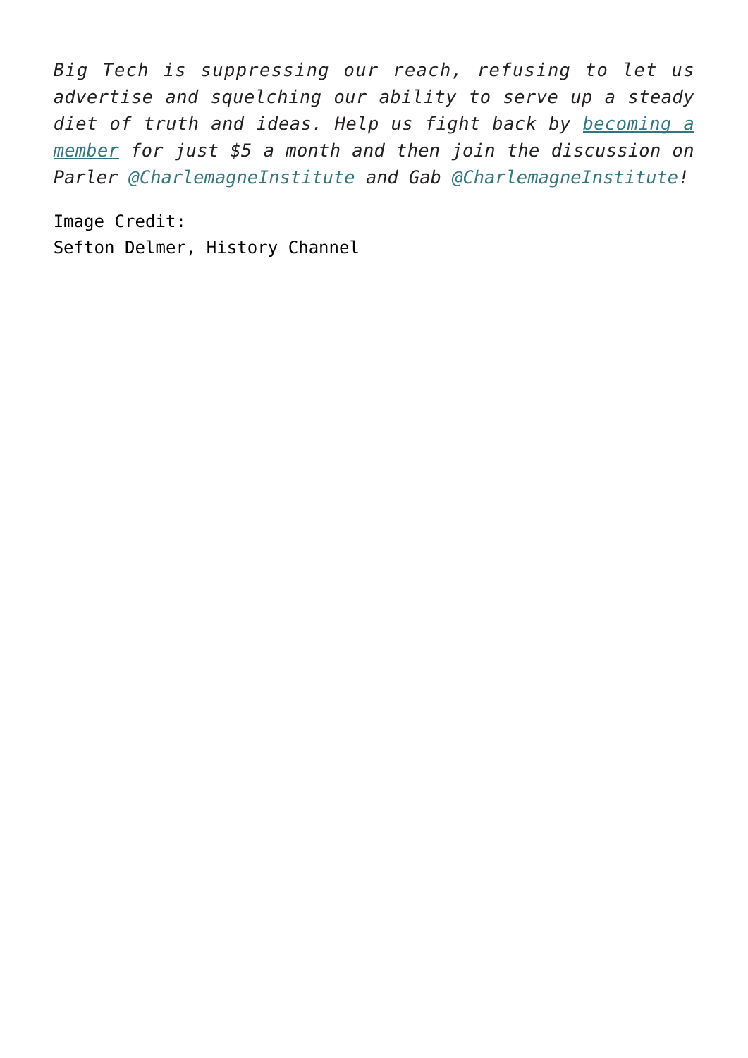*Big Tech is suppressing our reach, refusing to let us advertise and squelching our ability to serve up a steady diet of truth and ideas. Help us fight back by becoming a member for just $5 a month and then join the discussion on Parler @CharlemagneInstitute and Gab @CharlemagneInstitute!*

Image Credit:
Sefton Delmer, History Channel